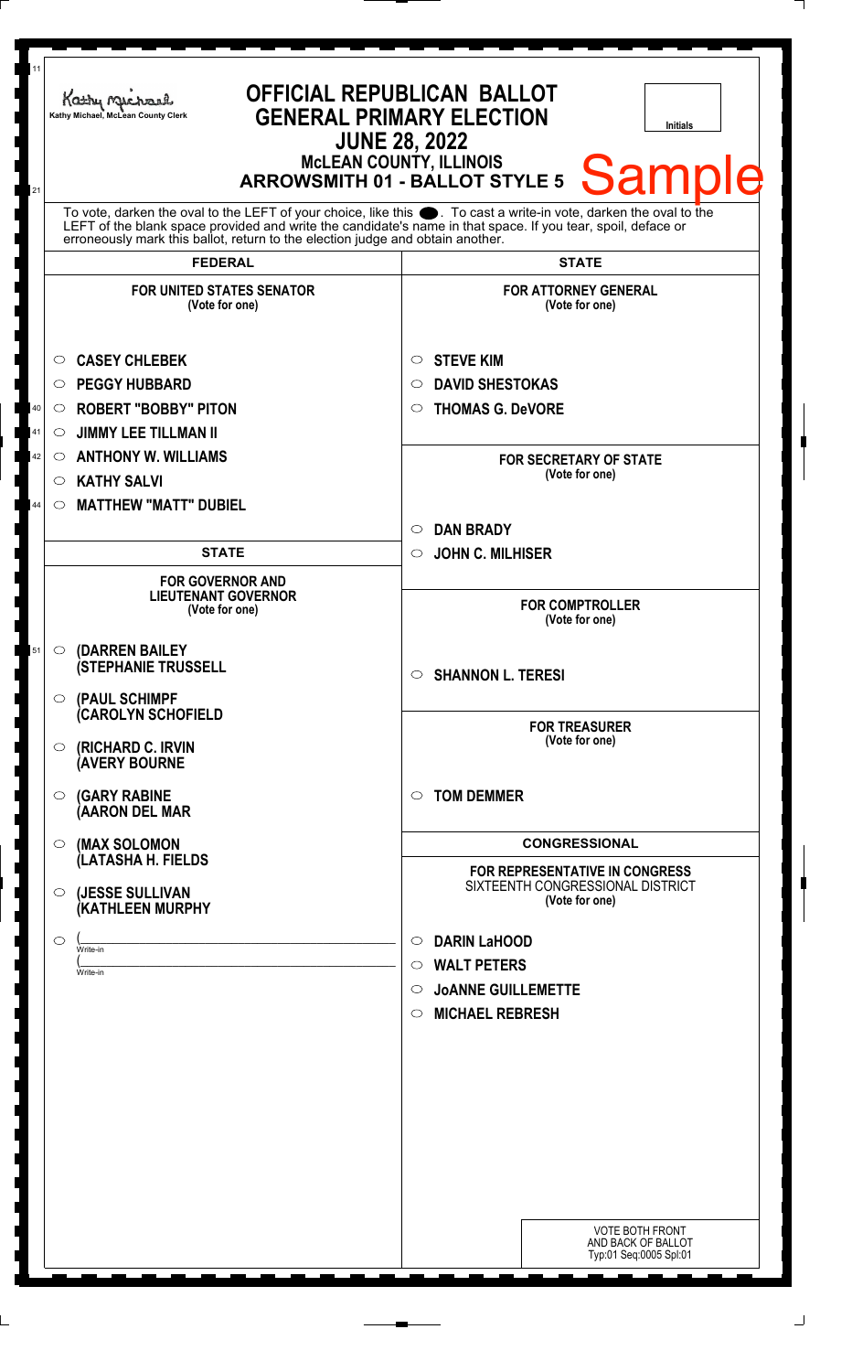Kathy Michael, McLean County Clerk

# OFFICIAL REPUBLICAN BALLOT
# GENERAL PRIMARY ELECTION
## JUNE 28, 2022
### McLEAN COUNTY, ILLINOIS
### ARROWSMITH 01 - BALLOT STYLE 5

Sample

Initials

To vote, darken the oval to the LEFT of your choice, like this ●. To cast a write-in vote, darken the oval to the LEFT of the blank space provided and write the candidate's name in that space. If you tear, spoil, deface or erroneously mark this ballot, return to the election judge and obtain another.

## FEDERAL

**FOR UNITED STATES SENATOR**
(Vote for one)

- ○ CASEY CHLEBEK
- ○ PEGGY HUBBARD
- ○ ROBERT "BOBBY" PITON
- ○ JIMMY LEE TILLMAN II
- ○ ANTHONY W. WILLIAMS
- ○ KATHY SALVI
- ○ MATTHEW "MATT" DUBIEL

## STATE

**FOR GOVERNOR AND LIEUTENANT GOVERNOR**
(Vote for one)

- ○ (DARREN BAILEY
(STEPHANIE TRUSSELL
- ○ (PAUL SCHIMPF
(CAROLYN SCHOFIELD
- ○ (RICHARD C. IRVIN
(AVERY BOURNE
- ○ (GARY RABINE
(AARON DEL MAR
- ○ (MAX SOLOMON
(LATASHA H. FIELDS
- ○ (JESSE SULLIVAN
(KATHLEEN MURPHY
- ○ (______________________ Write-in
(______________________ Write-in

## STATE

**FOR ATTORNEY GENERAL**
(Vote for one)

- ○ STEVE KIM
- ○ DAVID SHESTOKAS
- ○ THOMAS G. DeVORE

**FOR SECRETARY OF STATE**
(Vote for one)

- ○ DAN BRADY
- ○ JOHN C. MILHISER

**FOR COMPTROLLER**
(Vote for one)

- ○ SHANNON L. TERESI

**FOR TREASURER**
(Vote for one)

- ○ TOM DEMMER

## CONGRESSIONAL

**FOR REPRESENTATIVE IN CONGRESS**
SIXTEENTH CONGRESSIONAL DISTRICT
(Vote for one)

- ○ DARIN LaHOOD
- ○ WALT PETERS
- ○ JoANNE GUILLEMETTE
- ○ MICHAEL REBRESH

VOTE BOTH FRONT AND BACK OF BALLOT
Typ:01 Seq:0005 Spl:01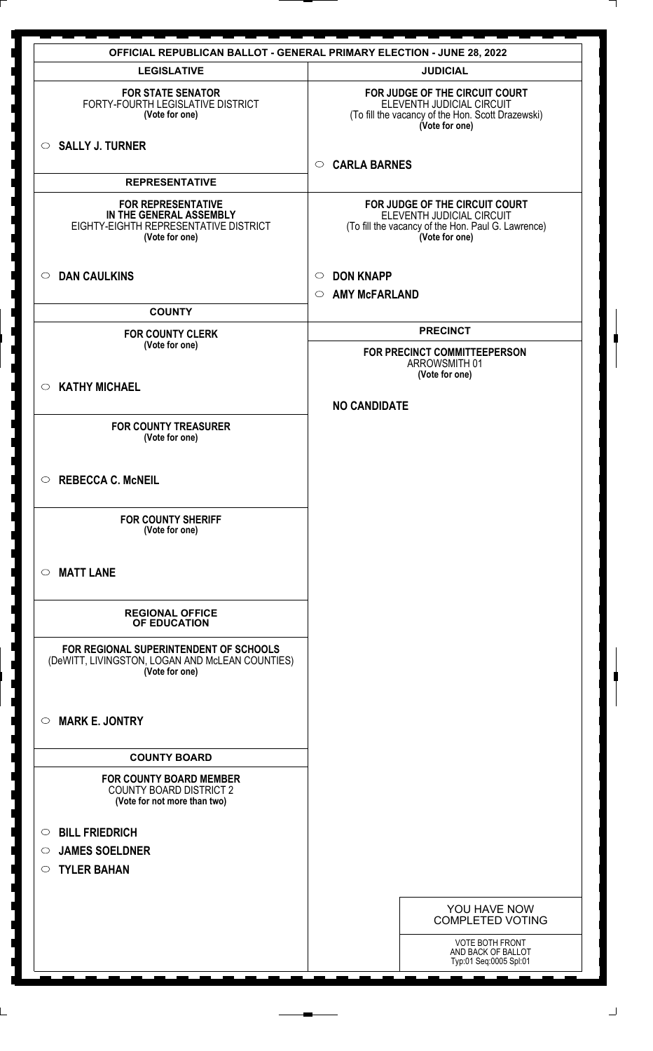# OFFICIAL REPUBLICAN BALLOT - GENERAL PRIMARY ELECTION - JUNE 28, 2022

## LEGISLATIVE

**FOR STATE SENATOR**
FORTY-FOURTH LEGISLATIVE DISTRICT
**(Vote for one)**

○ **SALLY J. TURNER**

## REPRESENTATIVE

**FOR REPRESENTATIVE IN THE GENERAL ASSEMBLY**
EIGHTY-EIGHTH REPRESENTATIVE DISTRICT
**(Vote for one)**

○ **DAN CAULKINS**

## COUNTY

**FOR COUNTY CLERK**
**(Vote for one)**

○ **KATHY MICHAEL**

**FOR COUNTY TREASURER**
**(Vote for one)**

○ **REBECCA C. McNEIL**

**FOR COUNTY SHERIFF**
**(Vote for one)**

○ **MATT LANE**

## REGIONAL OFFICE OF EDUCATION

**FOR REGIONAL SUPERINTENDENT OF SCHOOLS**
(DeWITT, LIVINGSTON, LOGAN AND McLEAN COUNTIES)
**(Vote for one)**

○ **MARK E. JONTRY**

## COUNTY BOARD

**FOR COUNTY BOARD MEMBER**
COUNTY BOARD DISTRICT 2
**(Vote for not more than two)**

○ **BILL FRIEDRICH**
○ **JAMES SOELDNER**
○ **TYLER BAHAN**

## JUDICIAL

**FOR JUDGE OF THE CIRCUIT COURT**
ELEVENTH JUDICIAL CIRCUIT
(To fill the vacancy of the Hon. Scott Drazewski)
**(Vote for one)**

○ **CARLA BARNES**

**FOR JUDGE OF THE CIRCUIT COURT**
ELEVENTH JUDICIAL CIRCUIT
(To fill the vacancy of the Hon. Paul G. Lawrence)
**(Vote for one)**

○ **DON KNAPP**
○ **AMY McFARLAND**

## PRECINCT

**FOR PRECINCT COMMITTEEPERSON**
ARROWSMITH 01
**(Vote for one)**

**NO CANDIDATE**

YOU HAVE NOW COMPLETED VOTING

VOTE BOTH FRONT AND BACK OF BALLOT
Typ:01 Seq:0005 Spl:01